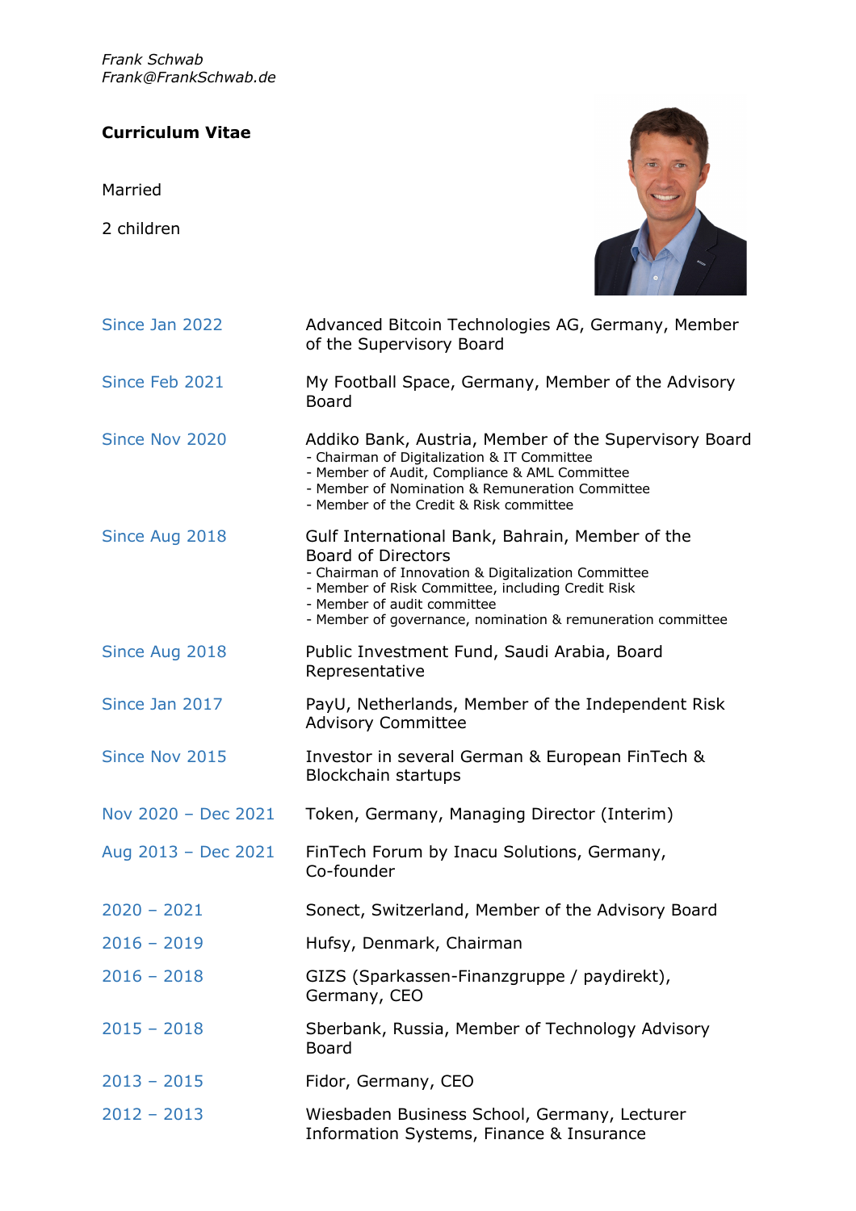*Frank Schwab*
*Frank@FrankSchwab.de*

**Curriculum Vitae**

Married

2 children

| | |
|---|---|
| Since Jan 2022 | Advanced Bitcoin Technologies AG, Germany, Member of the Supervisory Board |
| Since Feb 2021 | My Football Space, Germany, Member of the Advisory Board |
| Since Nov 2020 | Addiko Bank, Austria, Member of the Supervisory Board<br>- Chairman of Digitalization & IT Committee<br>- Member of Audit, Compliance & AML Committee<br>- Member of Nomination & Remuneration Committee<br>- Member of the Credit & Risk committee |
| Since Aug 2018 | Gulf International Bank, Bahrain, Member of the Board of Directors<br>- Chairman of Innovation & Digitalization Committee<br>- Member of Risk Committee, including Credit Risk<br>- Member of audit committee<br>- Member of governance, nomination & remuneration committee |
| Since Aug 2018 | Public Investment Fund, Saudi Arabia, Board Representative |
| Since Jan 2017 | PayU, Netherlands, Member of the Independent Risk Advisory Committee |
| Since Nov 2015 | Investor in several German & European FinTech & Blockchain startups |
| Nov 2020 – Dec 2021 | Token, Germany, Managing Director (Interim) |
| Aug 2013 – Dec 2021 | FinTech Forum by Inacu Solutions, Germany, Co-founder |
| 2020 – 2021 | Sonect, Switzerland, Member of the Advisory Board |
| 2016 – 2019 | Hufsy, Denmark, Chairman |
| 2016 – 2018 | GIZS (Sparkassen-Finanzgruppe / paydirekt), Germany, CEO |
| 2015 – 2018 | Sberbank, Russia, Member of Technology Advisory Board |
| 2013 – 2015 | Fidor, Germany, CEO |
| 2012 – 2013 | Wiesbaden Business School, Germany, Lecturer Information Systems, Finance & Insurance |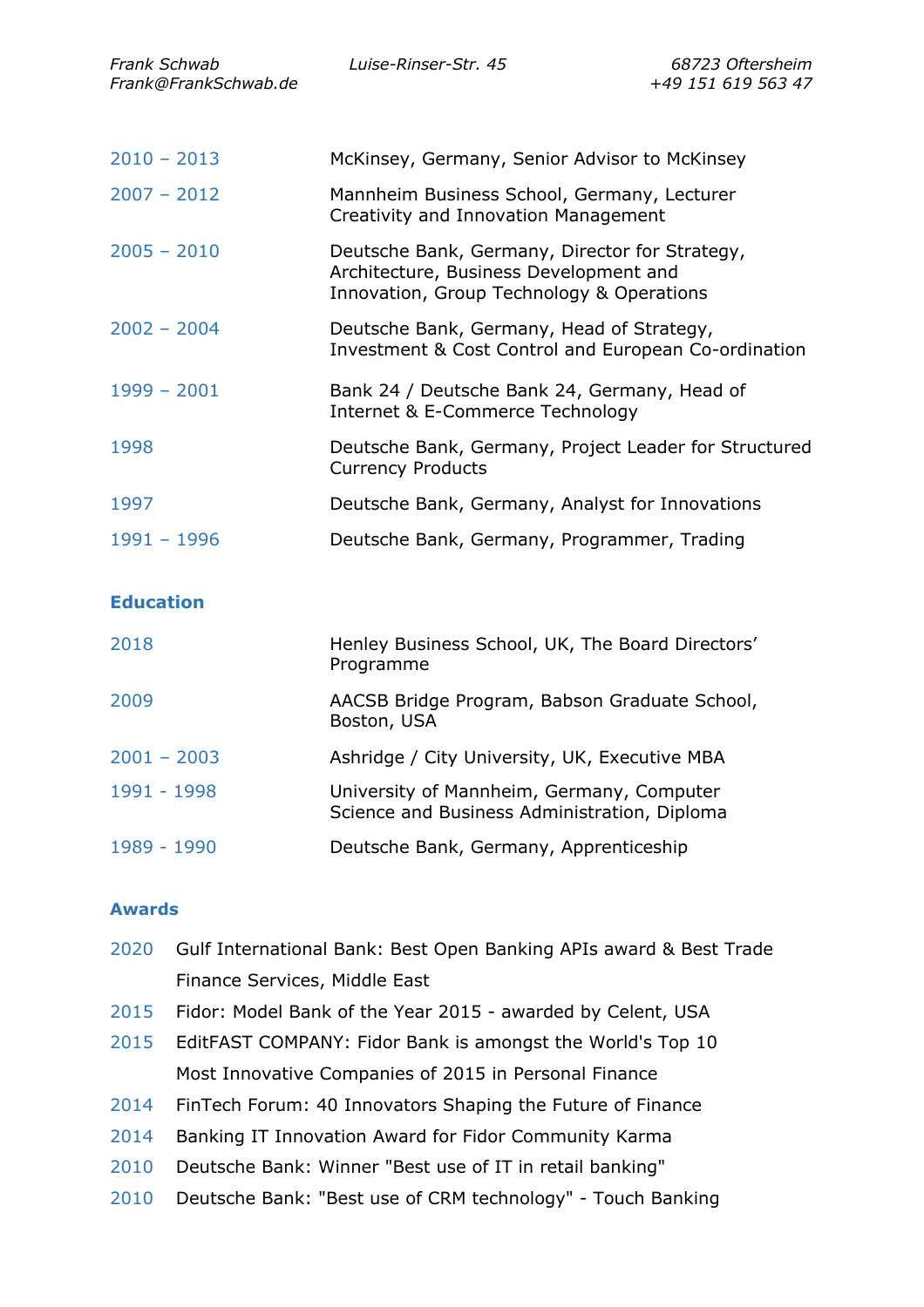| | |
|---|---|
| 2010 – 2013 | McKinsey, Germany, Senior Advisor to McKinsey |
| 2007 – 2012 | Mannheim Business School, Germany, Lecturer Creativity and Innovation Management |
| 2005 – 2010 | Deutsche Bank, Germany, Director for Strategy, Architecture, Business Development and Innovation, Group Technology & Operations |
| 2002 – 2004 | Deutsche Bank, Germany, Head of Strategy, Investment & Cost Control and European Co-ordination |
| 1999 – 2001 | Bank 24 / Deutsche Bank 24, Germany, Head of Internet & E-Commerce Technology |
| 1998 | Deutsche Bank, Germany, Project Leader for Structured Currency Products |
| 1997 | Deutsche Bank, Germany, Analyst for Innovations |
| 1991 – 1996 | Deutsche Bank, Germany, Programmer, Trading |

## Education

| | |
|---|---|
| 2018 | Henley Business School, UK, The Board Directors' Programme |
| 2009 | AACSB Bridge Program, Babson Graduate School, Boston, USA |
| 2001 – 2003 | Ashridge / City University, UK, Executive MBA |
| 1991 - 1998 | University of Mannheim, Germany, Computer Science and Business Administration, Diploma |
| 1989 - 1990 | Deutsche Bank, Germany, Apprenticeship |

## Awards

| | |
|---|---|
| 2020 | Gulf International Bank: Best Open Banking APIs award & Best Trade Finance Services, Middle East |
| 2015 | Fidor: Model Bank of the Year 2015 - awarded by Celent, USA |
| 2015 | EditFAST COMPANY: Fidor Bank is amongst the World's Top 10 Most Innovative Companies of 2015 in Personal Finance |
| 2014 | FinTech Forum: 40 Innovators Shaping the Future of Finance |
| 2014 | Banking IT Innovation Award for Fidor Community Karma |
| 2010 | Deutsche Bank: Winner "Best use of IT in retail banking" |
| 2010 | Deutsche Bank: "Best use of CRM technology" - Touch Banking |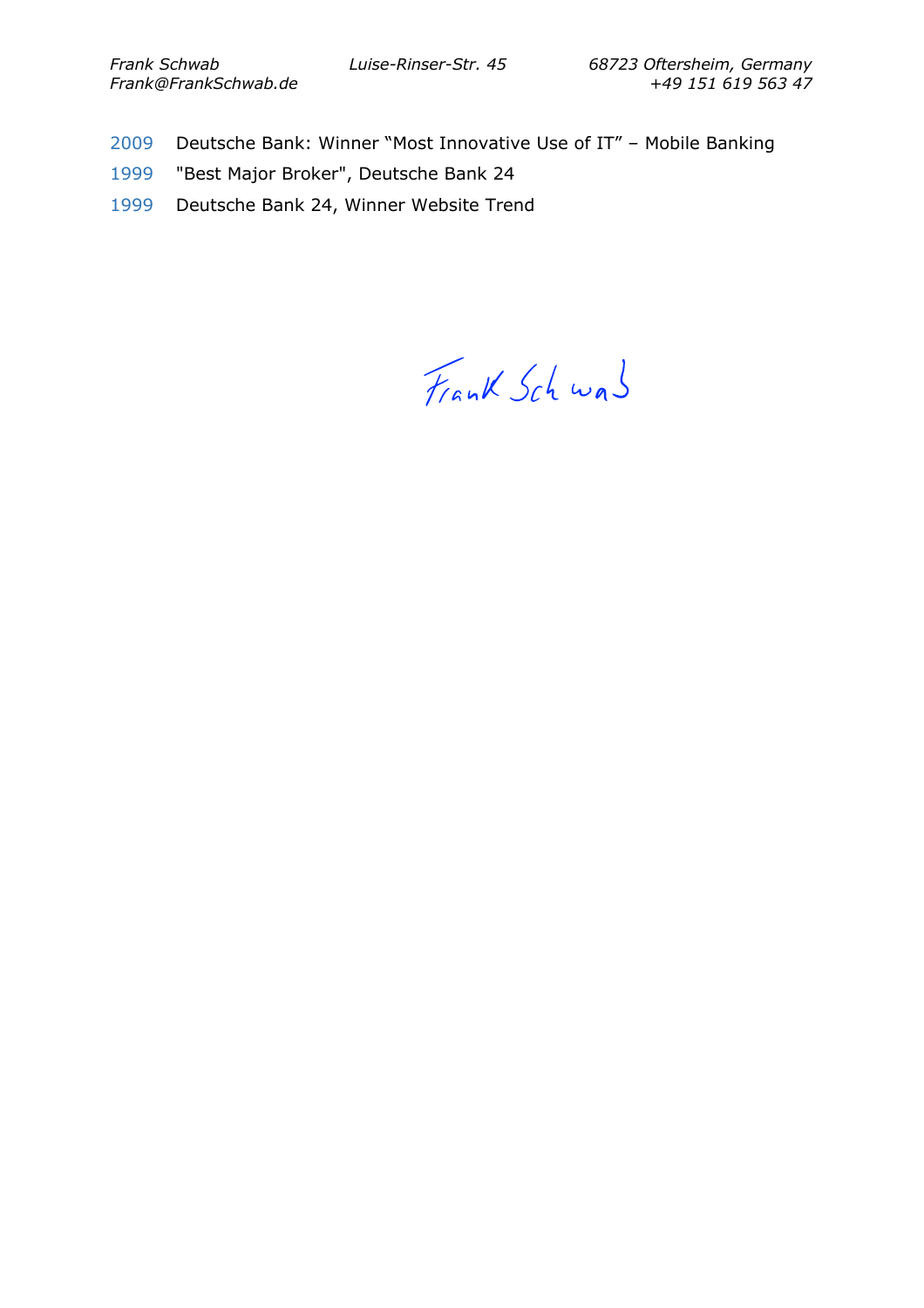2009 Deutsche Bank: Winner “Most Innovative Use of IT” – Mobile Banking

1999 "Best Major Broker", Deutsche Bank 24

1999 Deutsche Bank 24, Winner Website Trend

Frank Schwab